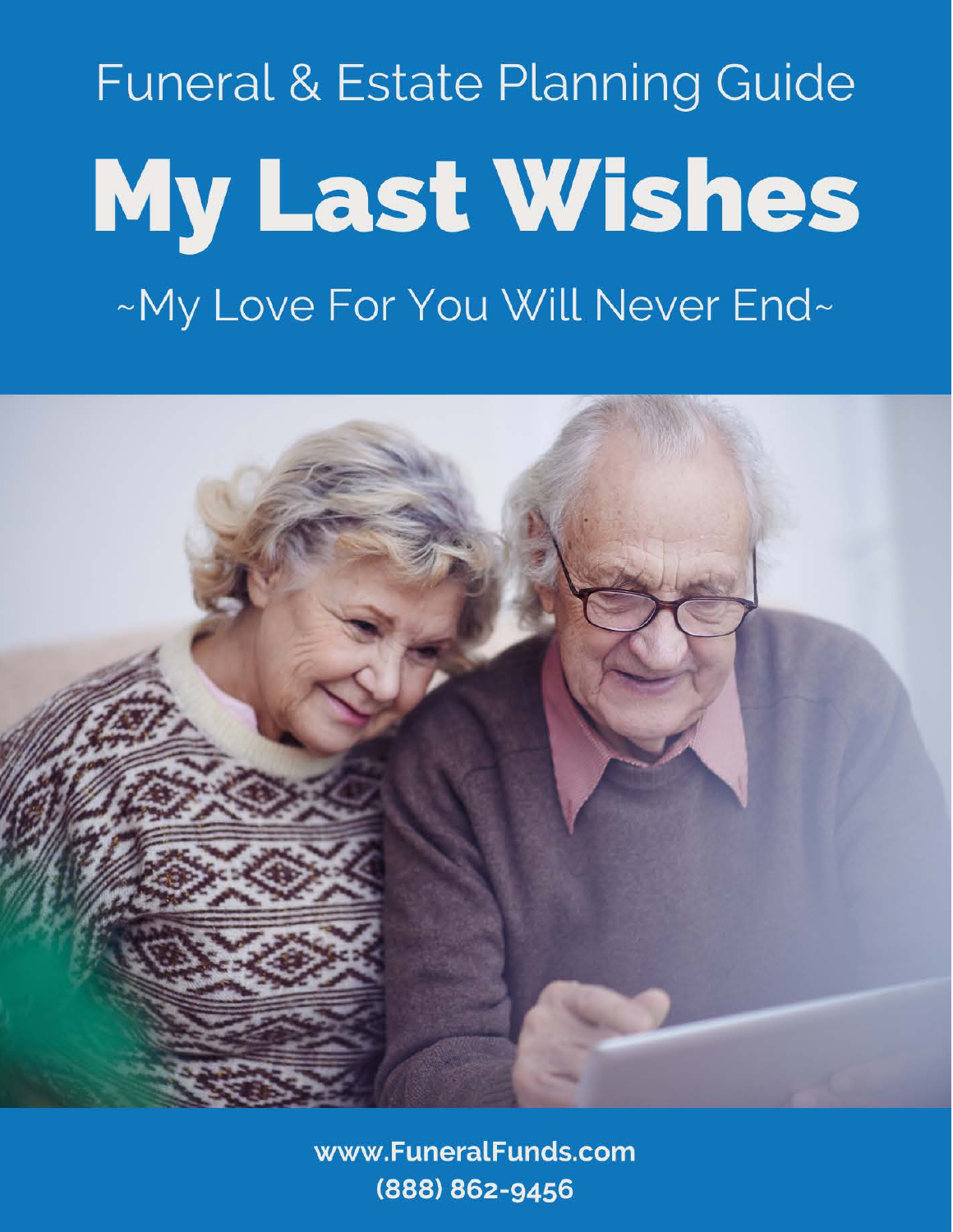Funeral & Estate Planning Guide

# My Last Wishes

~My Love For You Will Never End~

www.FuneralFunds.com
(888) 862-9456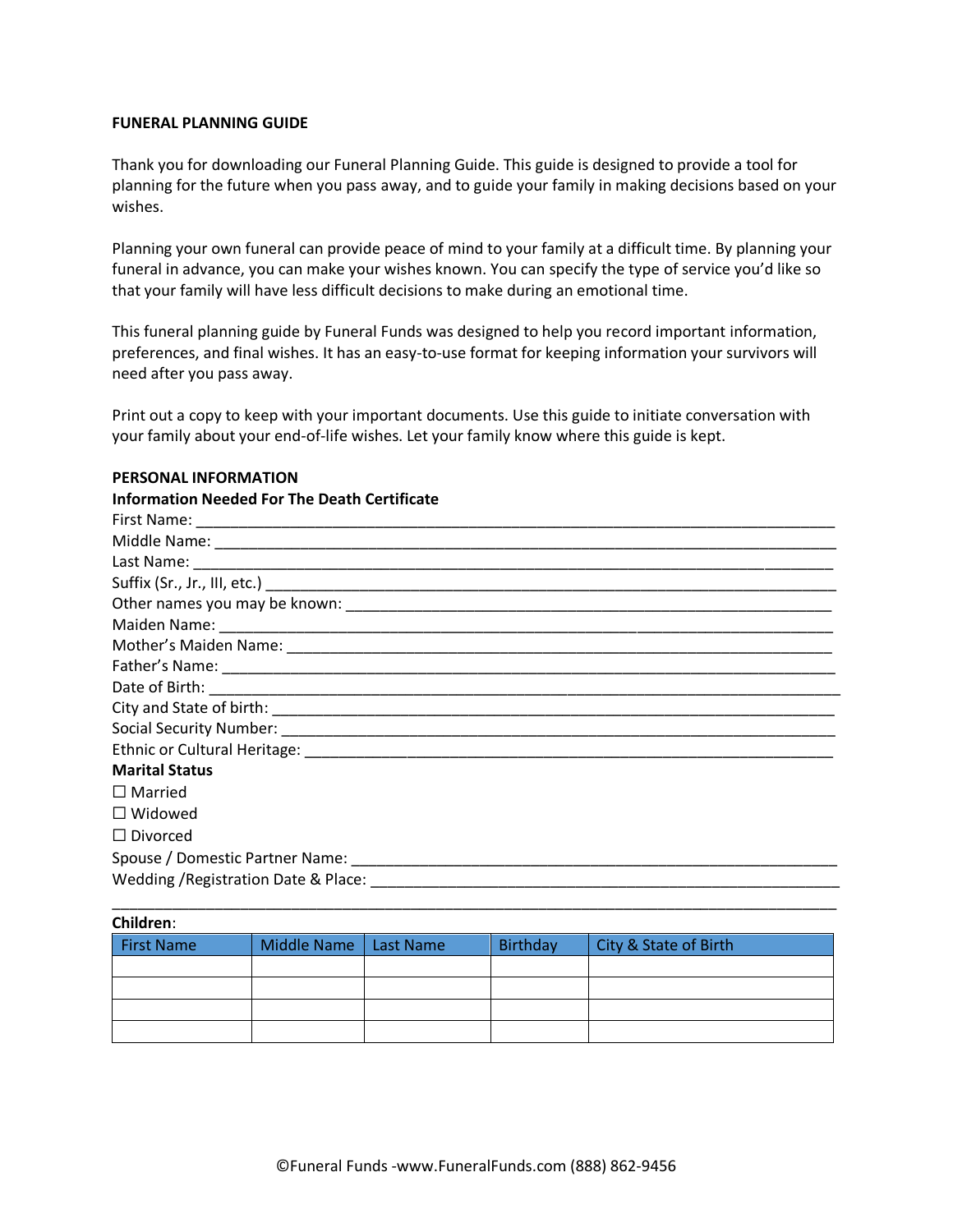**FUNERAL PLANNING GUIDE**

Thank you for downloading our Funeral Planning Guide. This guide is designed to provide a tool for planning for the future when you pass away, and to guide your family in making decisions based on your wishes.

Planning your own funeral can provide peace of mind to your family at a difficult time. By planning your funeral in advance, you can make your wishes known. You can specify the type of service you'd like so that your family will have less difficult decisions to make during an emotional time.

This funeral planning guide by Funeral Funds was designed to help you record important information, preferences, and final wishes. It has an easy-to-use format for keeping information your survivors will need after you pass away.

Print out a copy to keep with your important documents. Use this guide to initiate conversation with your family about your end-of-life wishes. Let your family know where this guide is kept.

**PERSONAL INFORMATION**

**Information Needed For The Death Certificate**

First Name: ___________________________________________________________________________

Middle Name: _________________________________________________________________________

Last Name: ___________________________________________________________________________

Suffix (Sr., Jr., III, etc.) ______________________________________________________________

Other names you may be known: ______________________________________________________

Maiden Name: ________________________________________________________________________

Mother's Maiden Name: _______________________________________________________________

Father's Name: _______________________________________________________________________

Date of Birth: _________________________________________________________________________

City and State of birth: ________________________________________________________________

Social Security Number: _______________________________________________________________

Ethnic or Cultural Heritage: ____________________________________________________________

**Marital Status**

☐ Married

☐ Widowed

☐ Divorced

Spouse / Domestic Partner Name: _______________________________________________________

Wedding /Registration Date & Place: _____________________________________________________

_____________________________________________________________________________________

**Children**:

| First Name | Middle Name | Last Name | Birthday | City & State of Birth |
|---|---|---|---|---|
| | | | | |
| | | | | |
| | | | | |
| | | | | |

©Funeral Funds -www.FuneralFunds.com (888) 862-9456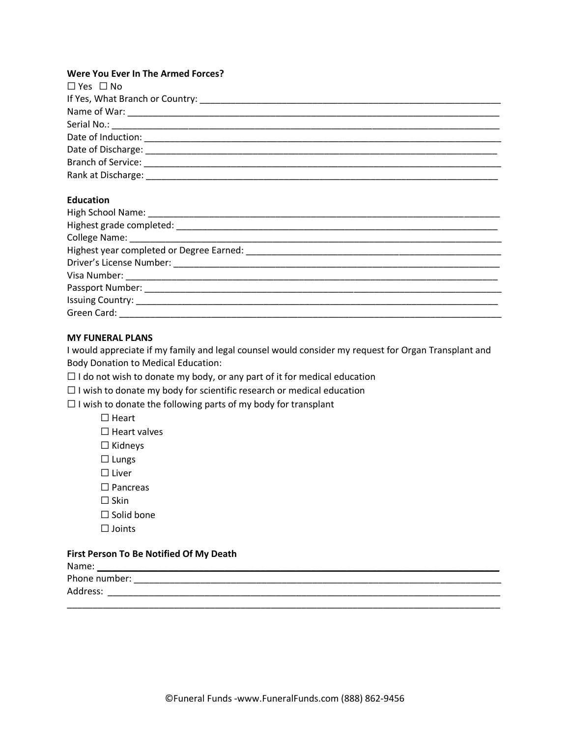**Were You Ever In The Armed Forces?**

☐ Yes ☐ No

If Yes, What Branch or Country: ______________________________________________________________

Name of War: __________________________________________________________________________

Serial No.: ____________________________________________________________________________

Date of Induction: ______________________________________________________________________

Date of Discharge: ______________________________________________________________________

Branch of Service: ______________________________________________________________________

Rank at Discharge: ______________________________________________________________________

**Education**

High School Name: ______________________________________________________________________

Highest grade completed: _________________________________________________________________

College Name: _________________________________________________________________________

Highest year completed or Degree Earned: ___________________________________________________

Driver's License Number: _________________________________________________________________

Visa Number: __________________________________________________________________________

Passport Number: _______________________________________________________________________

Issuing Country: ________________________________________________________________________

Green Card: ___________________________________________________________________________

**MY FUNERAL PLANS**

I would appreciate if my family and legal counsel would consider my request for Organ Transplant and Body Donation to Medical Education:

☐ I do not wish to donate my body, or any part of it for medical education

☐ I wish to donate my body for scientific research or medical education

☐ I wish to donate the following parts of my body for transplant

- ☐ Heart
- ☐ Heart valves
- ☐ Kidneys
- ☐ Lungs
- ☐ Liver
- ☐ Pancreas
- ☐ Skin
- ☐ Solid bone
- ☐ Joints

**First Person To Be Notified Of My Death**

Name: ________________________________________________________________________________

Phone number: _________________________________________________________________________

Address: ______________________________________________________________________________

______________________________________________________________________________________

©Funeral Funds -www.FuneralFunds.com (888) 862-9456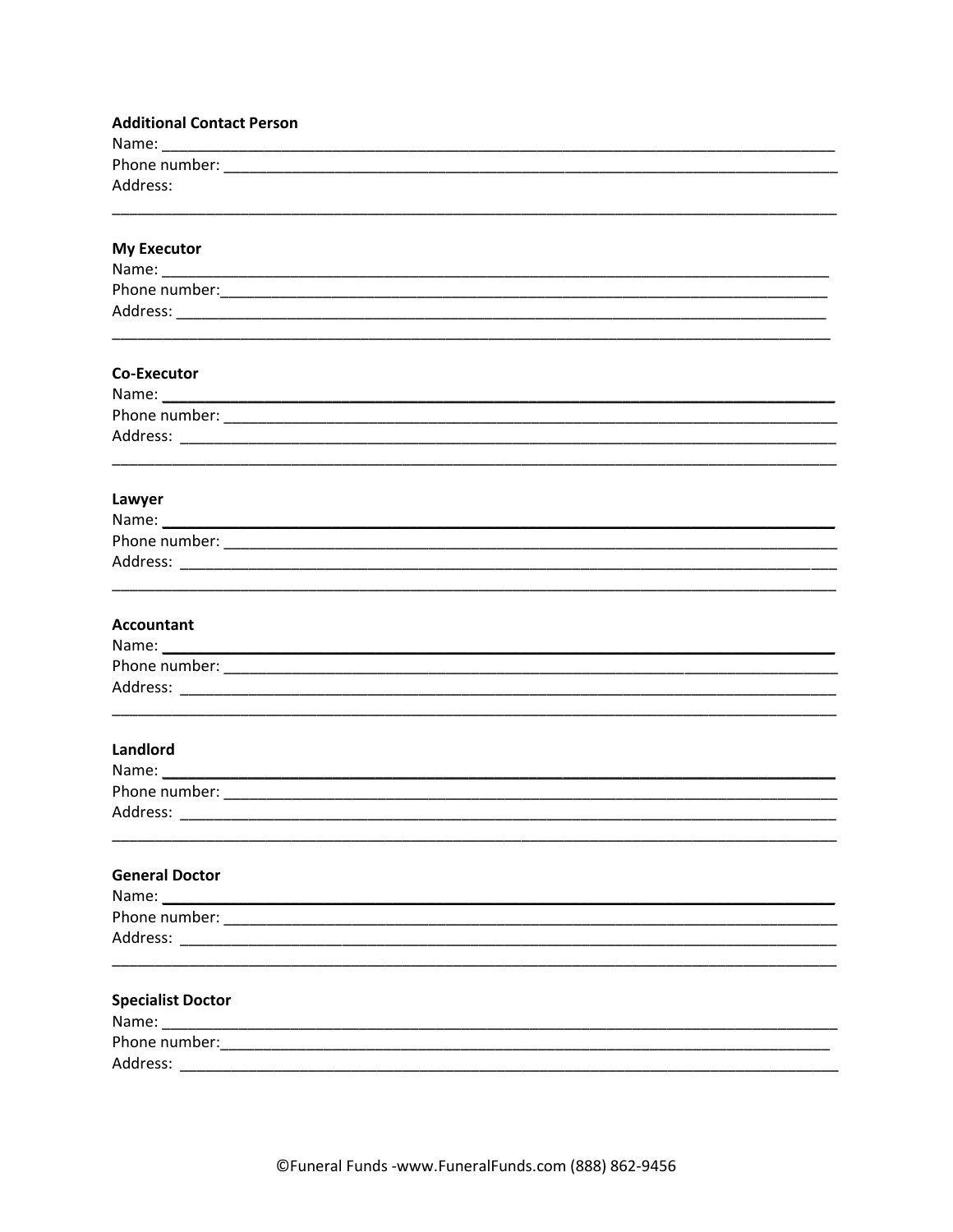**Additional Contact Person**

Name: ____________________________________________________________________________

Phone number: _____________________________________________________________________

Address:

_______________________________________________________________________________

**My Executor**

Name: ____________________________________________________________________________

Phone number:_____________________________________________________________________

Address: __________________________________________________________________________

_______________________________________________________________________________

**Co-Executor**

Name: ____________________________________________________________________________

Phone number: _____________________________________________________________________

Address: __________________________________________________________________________

_______________________________________________________________________________

**Lawyer**

Name: ____________________________________________________________________________

Phone number: _____________________________________________________________________

Address: __________________________________________________________________________

_______________________________________________________________________________

**Accountant**

Name: ____________________________________________________________________________

Phone number: _____________________________________________________________________

Address: __________________________________________________________________________

_______________________________________________________________________________

**Landlord**

Name: ____________________________________________________________________________

Phone number: _____________________________________________________________________

Address: __________________________________________________________________________

_______________________________________________________________________________

**General Doctor**

Name: ____________________________________________________________________________

Phone number: _____________________________________________________________________

Address: __________________________________________________________________________

_______________________________________________________________________________

**Specialist Doctor**

Name: ____________________________________________________________________________

Phone number:_____________________________________________________________________

Address: __________________________________________________________________________

©Funeral Funds -www.FuneralFunds.com (888) 862-9456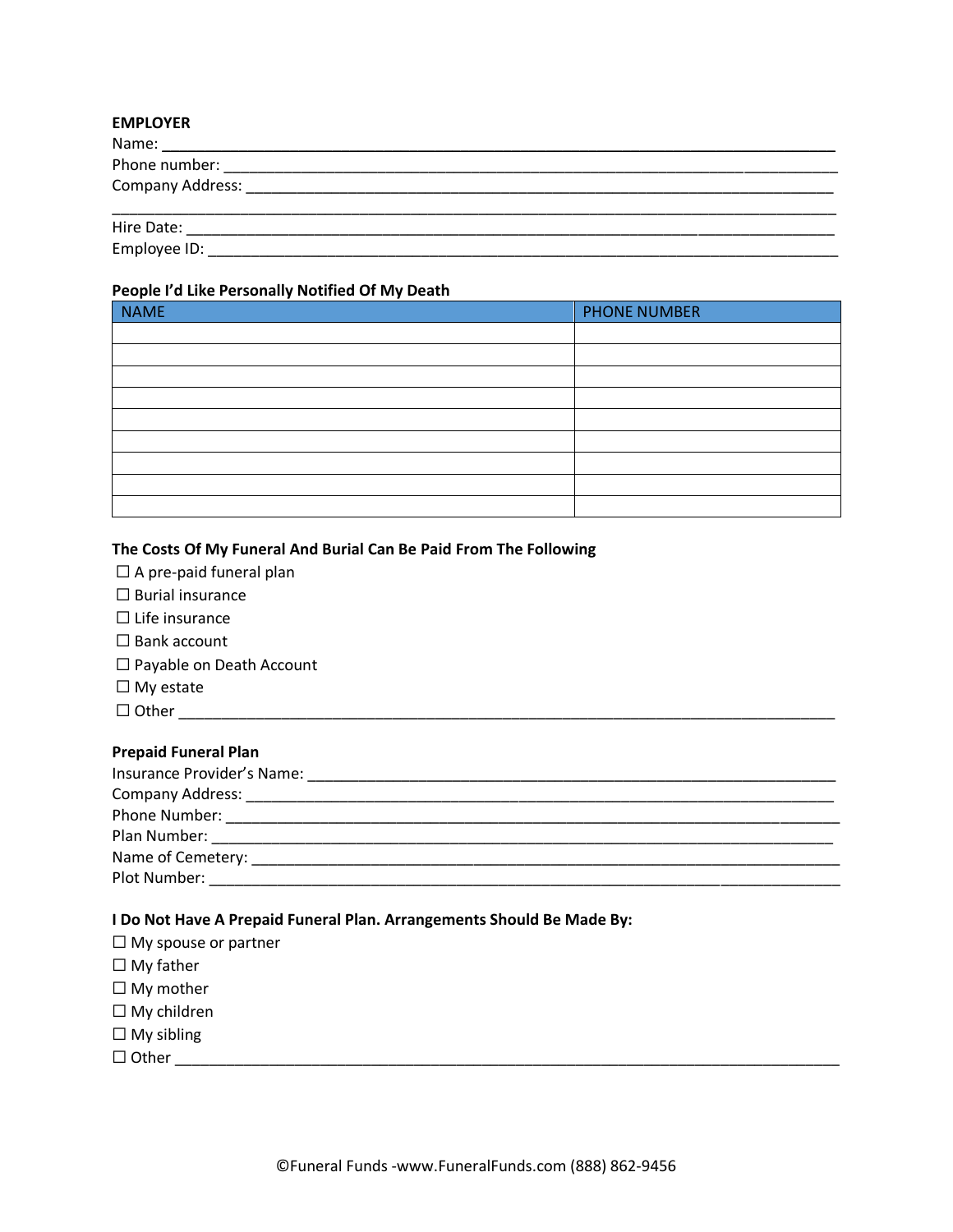**EMPLOYER**

Name: ___________________________________________________________________________

Phone number: _____________________________________________________________________

Company Address: __________________________________________________________________

_________________________________________________________________________________

Hire Date: _________________________________________________________________________

Employee ID: _______________________________________________________________________

**People I'd Like Personally Notified Of My Death**

| NAME | PHONE NUMBER |
| --- | --- |
| | |
| | |
| | |
| | |
| | |
| | |
| | |
| | |
| | |

**The Costs Of My Funeral And Burial Can Be Paid From The Following**

☐ A pre-paid funeral plan
☐ Burial insurance
☐ Life insurance
☐ Bank account
☐ Payable on Death Account
☐ My estate
☐ Other ___________________________________________________________________________

**Prepaid Funeral Plan**

Insurance Provider's Name: ____________________________________________________________

Company Address: __________________________________________________________________

Phone Number: _____________________________________________________________________

Plan Number: ______________________________________________________________________

Name of Cemetery: __________________________________________________________________

Plot Number: _______________________________________________________________________

**I Do Not Have A Prepaid Funeral Plan. Arrangements Should Be Made By:**

☐ My spouse or partner
☐ My father
☐ My mother
☐ My children
☐ My sibling
☐ Other ___________________________________________________________________________

©Funeral Funds -www.FuneralFunds.com (888) 862-9456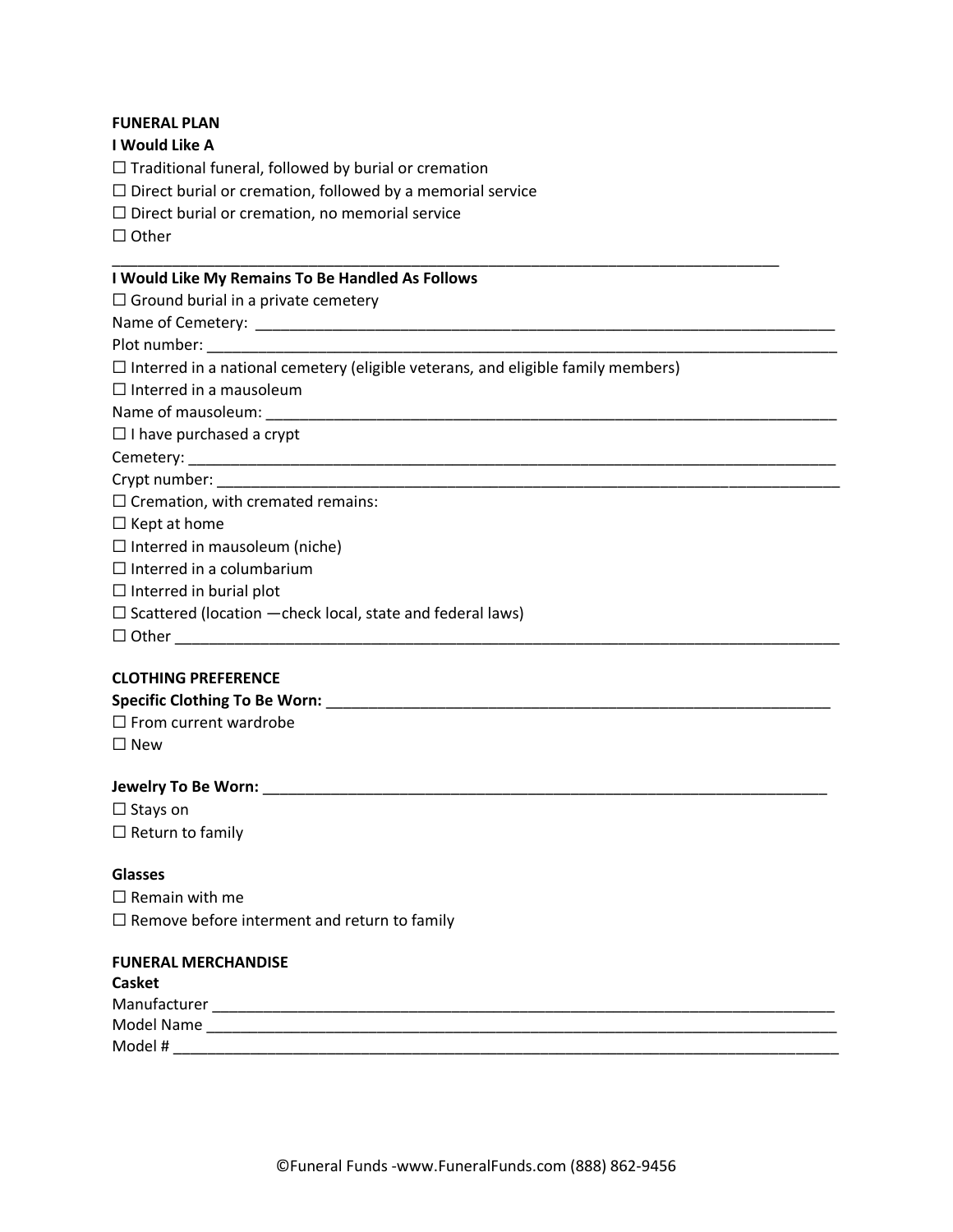**FUNERAL PLAN**

**I Would Like A**

☐ Traditional funeral, followed by burial or cremation
☐ Direct burial or cremation, followed by a memorial service
☐ Direct burial or cremation, no memorial service
☐ Other

_______________________________________________________________________________

**I Would Like My Remains To Be Handled As Follows**

☐ Ground burial in a private cemetery
Name of Cemetery: _____________________________________________________________________
Plot number: __________________________________________________________________________
☐ Interred in a national cemetery (eligible veterans, and eligible family members)
☐ Interred in a mausoleum
Name of mausoleum: ____________________________________________________________________
☐ I have purchased a crypt
Cemetery: _____________________________________________________________________________
Crypt number: _________________________________________________________________________
☐ Cremation, with cremated remains:
☐ Kept at home
☐ Interred in mausoleum (niche)
☐ Interred in a columbarium
☐ Interred in burial plot
☐ Scattered (location —check local, state and federal laws)
☐ Other _______________________________________________________________________________

**CLOTHING PREFERENCE**

**Specific Clothing To Be Worn:** ______________________________________________________________
☐ From current wardrobe
☐ New

**Jewelry To Be Worn:** _____________________________________________________________________
☐ Stays on
☐ Return to family

**Glasses**

☐ Remain with me
☐ Remove before interment and return to family

**FUNERAL MERCHANDISE**

**Casket**

Manufacturer __________________________________________________________________________
Model Name ___________________________________________________________________________
Model # ______________________________________________________________________________

©Funeral Funds -www.FuneralFunds.com (888) 862-9456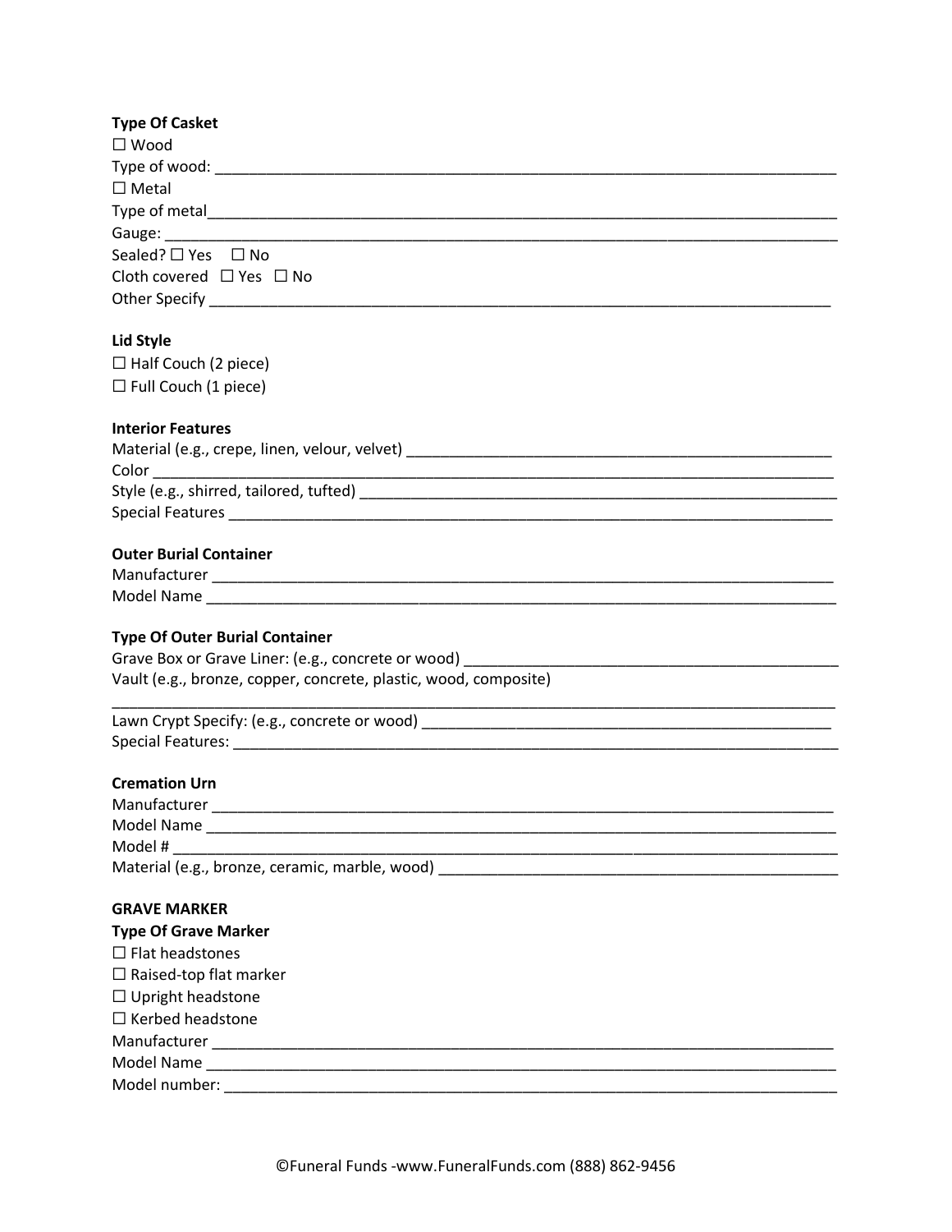**Type Of Casket**

☐ Wood

Type of wood: ___________________________________________________________________________

☐ Metal

Type of metal___________________________________________________________________________

Gauge: ________________________________________________________________________________

Sealed? ☐ Yes ☐ No

Cloth covered ☐ Yes ☐ No

Other Specify __________________________________________________________________________

**Lid Style**

☐ Half Couch (2 piece)

☐ Full Couch (1 piece)

**Interior Features**

Material (e.g., crepe, linen, velour, velvet) _____________________________________________________

Color _________________________________________________________________________________

Style (e.g., shirred, tailored, tufted) _______________________________________________________

Special Features ________________________________________________________________________

**Outer Burial Container**

Manufacturer __________________________________________________________________________

Model Name ___________________________________________________________________________

**Type Of Outer Burial Container**

Grave Box or Grave Liner: (e.g., concrete or wood) ____________________________________________

Vault (e.g., bronze, copper, concrete, plastic, wood, composite)

_______________________________________________________________________________________

Lawn Crypt Specify: (e.g., concrete or wood) _________________________________________________

Special Features: ________________________________________________________________________

**Cremation Urn**

Manufacturer __________________________________________________________________________

Model Name ___________________________________________________________________________

Model # _______________________________________________________________________________

Material (e.g., bronze, ceramic, marble, wood) ________________________________________________

**GRAVE MARKER**

**Type Of Grave Marker**

☐ Flat headstones

☐ Raised-top flat marker

☐ Upright headstone

☐ Kerbed headstone

Manufacturer __________________________________________________________________________

Model Name ___________________________________________________________________________

Model number: _________________________________________________________________________

©Funeral Funds -www.FuneralFunds.com (888) 862-9456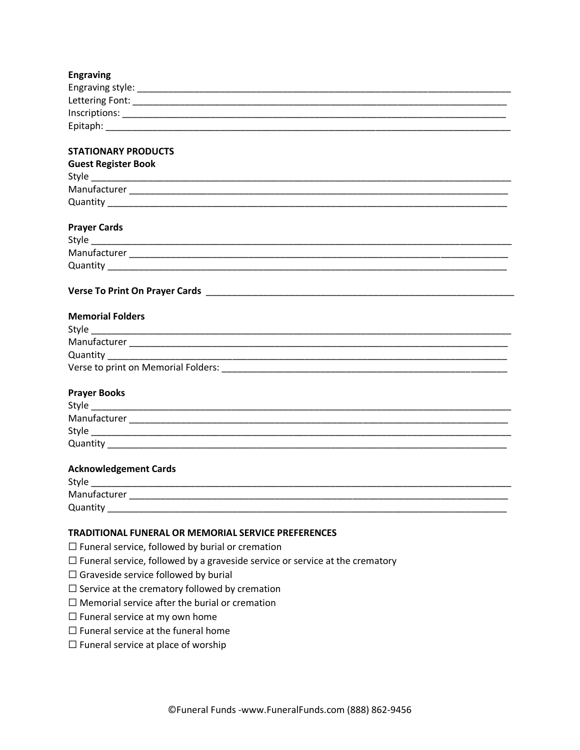**Engraving**

Engraving style: ___________________________________________________________________________

Lettering Font: ___________________________________________________________________________

Inscriptions: ____________________________________________________________________________

Epitaph: ________________________________________________________________________________

**STATIONARY PRODUCTS**

**Guest Register Book**

Style ___________________________________________________________________________________

Manufacturer ____________________________________________________________________________

Quantity ________________________________________________________________________________

**Prayer Cards**

Style ___________________________________________________________________________________

Manufacturer ____________________________________________________________________________

Quantity ________________________________________________________________________________

**Verse To Print On Prayer Cards** ______________________________________________________________

**Memorial Folders**

Style ___________________________________________________________________________________

Manufacturer ____________________________________________________________________________

Quantity ________________________________________________________________________________

Verse to print on Memorial Folders: ____________________________________________________________

**Prayer Books**

Style ___________________________________________________________________________________

Manufacturer ____________________________________________________________________________

Style ___________________________________________________________________________________

Quantity ________________________________________________________________________________

**Acknowledgement Cards**

Style ___________________________________________________________________________________

Manufacturer ____________________________________________________________________________

Quantity ________________________________________________________________________________

**TRADITIONAL FUNERAL OR MEMORIAL SERVICE PREFERENCES**

☐ Funeral service, followed by burial or cremation

☐ Funeral service, followed by a graveside service or service at the crematory

☐ Graveside service followed by burial

☐ Service at the crematory followed by cremation

☐ Memorial service after the burial or cremation

☐ Funeral service at my own home

☐ Funeral service at the funeral home

☐ Funeral service at place of worship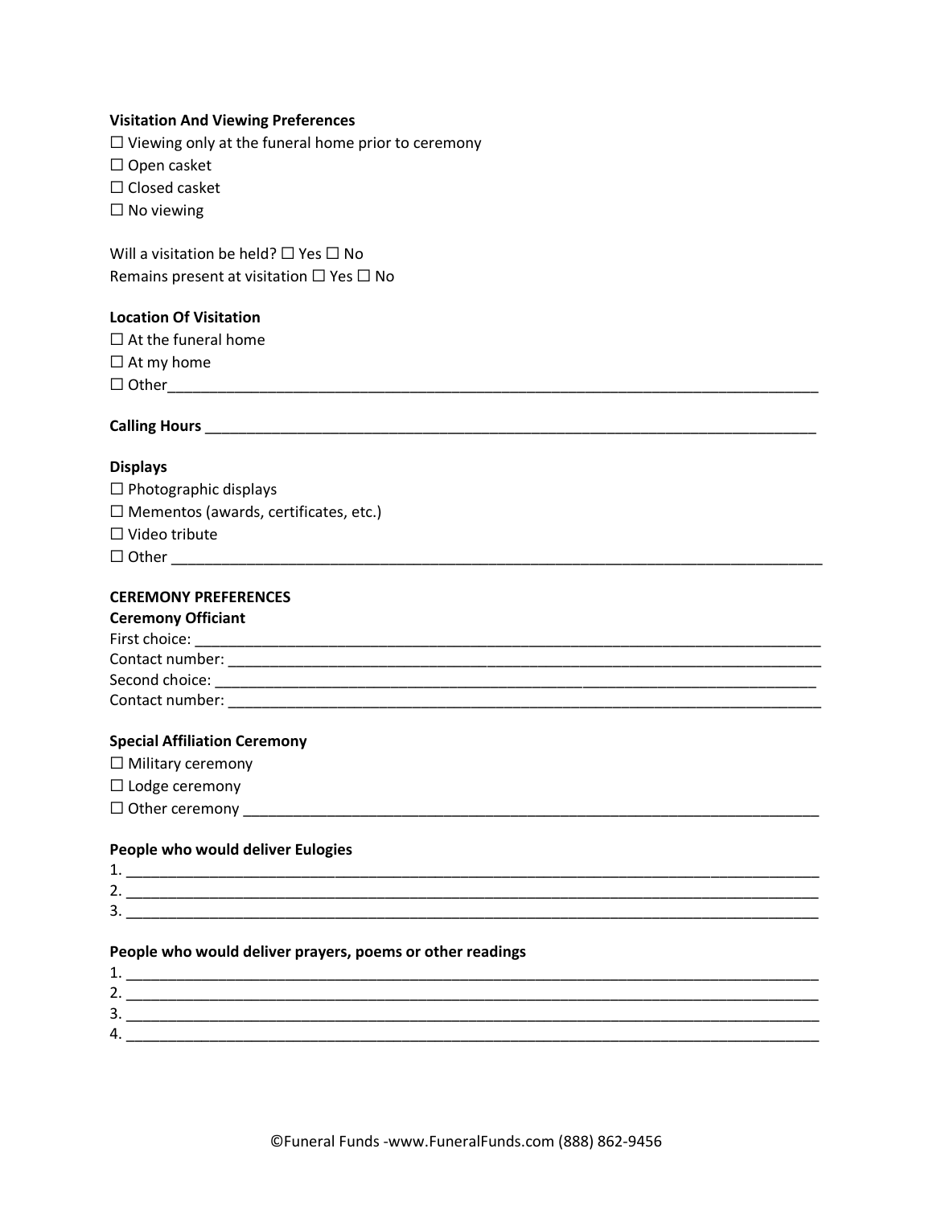**Visitation And Viewing Preferences**

☐ Viewing only at the funeral home prior to ceremony
☐ Open casket
☐ Closed casket
☐ No viewing

Will a visitation be held? ☐ Yes ☐ No
Remains present at visitation ☐ Yes ☐ No

**Location Of Visitation**

☐ At the funeral home
☐ At my home
☐ Other_______________________________________________________________________________

**Calling Hours** ___________________________________________________________________________

**Displays**

☐ Photographic displays
☐ Mementos (awards, certificates, etc.)
☐ Video tribute
☐ Other ________________________________________________________________________________

**CEREMONY PREFERENCES**

**Ceremony Officiant**

First choice: ______________________________________________________________________________
Contact number: ___________________________________________________________________________
Second choice: ____________________________________________________________________________
Contact number: ___________________________________________________________________________

**Special Affiliation Ceremony**

☐ Military ceremony
☐ Lodge ceremony
☐ Other ceremony __________________________________________________________________________

**People who would deliver Eulogies**

1. ______________________________________________________________________________________
2. ______________________________________________________________________________________
3. ______________________________________________________________________________________

**People who would deliver prayers, poems or other readings**

1. ______________________________________________________________________________________
2. ______________________________________________________________________________________
3. ______________________________________________________________________________________
4. ______________________________________________________________________________________

©Funeral Funds -www.FuneralFunds.com (888) 862-9456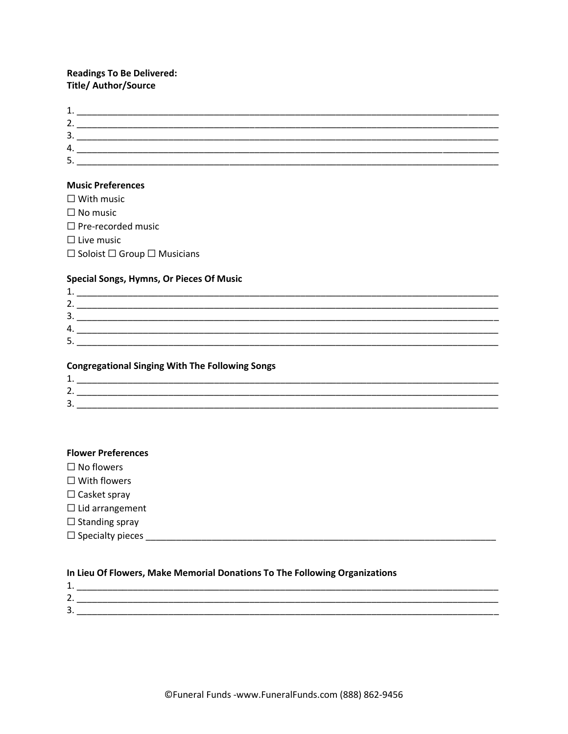**Readings To Be Delivered:**
**Title/ Author/Source**

1. ____________________________________________________________________________
2. ____________________________________________________________________________
3. ____________________________________________________________________________
4. ____________________________________________________________________________
5. ____________________________________________________________________________

**Music Preferences**

☐ With music

☐ No music

☐ Pre-recorded music

☐ Live music

☐ Soloist ☐ Group ☐ Musicians

**Special Songs, Hymns, Or Pieces Of Music**

1. ____________________________________________________________________________
2. ____________________________________________________________________________
3. ____________________________________________________________________________
4. ____________________________________________________________________________
5. ____________________________________________________________________________

**Congregational Singing With The Following Songs**

1. ____________________________________________________________________________
2. ____________________________________________________________________________
3. ____________________________________________________________________________

**Flower Preferences**

☐ No flowers

☐ With flowers

☐ Casket spray

☐ Lid arrangement

☐ Standing spray

☐ Specialty pieces ________________________________________________________________

**In Lieu Of Flowers, Make Memorial Donations To The Following Organizations**

1. ____________________________________________________________________________
2. ____________________________________________________________________________
3. ____________________________________________________________________________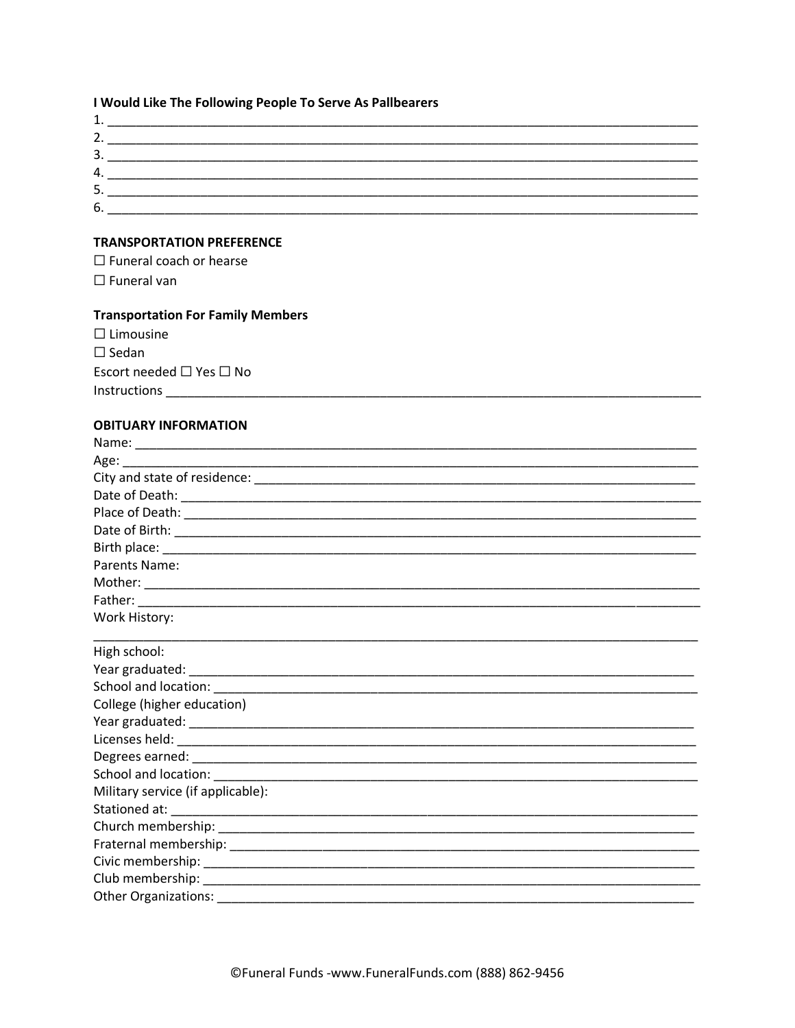**I Would Like The Following People To Serve As Pallbearers**

1. ______________________________________________________________________________
2. ______________________________________________________________________________
3. ______________________________________________________________________________
4. ______________________________________________________________________________
5. ______________________________________________________________________________
6. ______________________________________________________________________________

**TRANSPORTATION PREFERENCE**

☐ Funeral coach or hearse

☐ Funeral van

**Transportation For Family Members**

☐ Limousine

☐ Sedan

Escort needed ☐ Yes ☐ No

Instructions ________________________________________________________________________

**OBITUARY INFORMATION**

Name: _____________________________________________________________________________

Age: _______________________________________________________________________________

City and state of residence: ___________________________________________________________

Date of Death: ______________________________________________________________________

Place of Death: _____________________________________________________________________

Date of Birth: _______________________________________________________________________

Birth place: _________________________________________________________________________

Parents Name:

Mother: ____________________________________________________________________________

Father: _____________________________________________________________________________

Work History:

______________________________________________________________________________

High school:

Year graduated: _____________________________________________________________________

School and location: _________________________________________________________________

College (higher education)

Year graduated: _____________________________________________________________________

Licenses held: _______________________________________________________________________

Degrees earned: _____________________________________________________________________

School and location: _________________________________________________________________

Military service (if applicable):

Stationed at: ________________________________________________________________________

Church membership: _________________________________________________________________

Fraternal membership: ________________________________________________________________

Civic membership: ___________________________________________________________________

Club membership: ____________________________________________________________________

Other Organizations: __________________________________________________________________

©Funeral Funds -www.FuneralFunds.com (888) 862-9456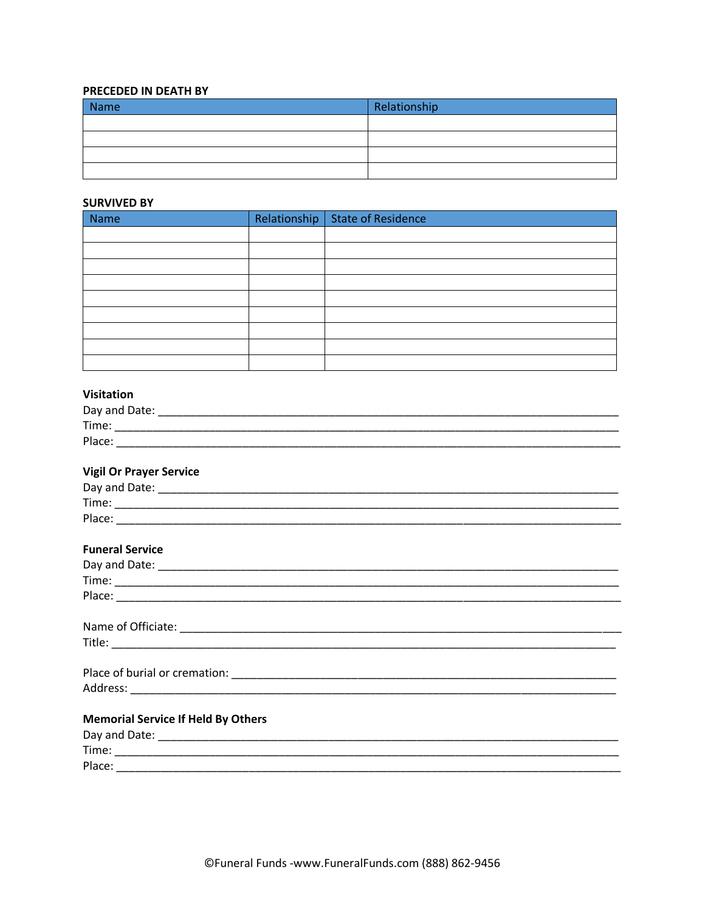**PRECEDED IN DEATH BY**

| Name | Relationship |
| --- | --- |
| | |
| | |
| | |
| | |

**SURVIVED BY**

| Name | Relationship | State of Residence |
| --- | --- | --- |
| | | |
| | | |
| | | |
| | | |
| | | |
| | | |
| | | |
| | | |
| | | |

**Visitation**
Day and Date: ___________________________________________________________________________
Time: ________________________________________________________________________________
Place: ________________________________________________________________________________

**Vigil Or Prayer Service**
Day and Date: ___________________________________________________________________________
Time: ________________________________________________________________________________
Place: ________________________________________________________________________________

**Funeral Service**
Day and Date: ___________________________________________________________________________
Time: ________________________________________________________________________________
Place: ________________________________________________________________________________

Name of Officiate: _______________________________________________________________________
Title: _________________________________________________________________________________

Place of burial or cremation: _________________________________________________________________
Address: ______________________________________________________________________________

**Memorial Service If Held By Others**
Day and Date: ___________________________________________________________________________
Time: ________________________________________________________________________________
Place: ________________________________________________________________________________

©Funeral Funds -www.FuneralFunds.com (888) 862-9456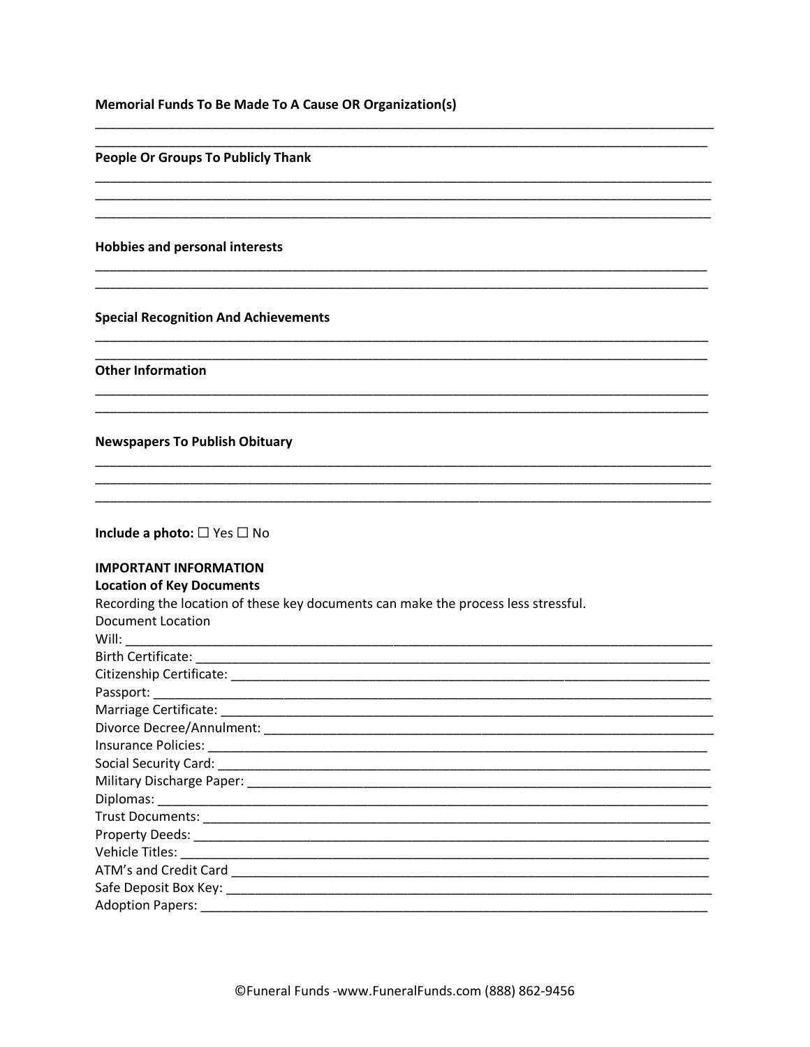**Memorial Funds To Be Made To A Cause OR Organization(s)**

______________________________________________________________________________________
______________________________________________________________________________________

**People Or Groups To Publicly Thank**

______________________________________________________________________________________
______________________________________________________________________________________
______________________________________________________________________________________

**Hobbies and personal interests**

______________________________________________________________________________________
______________________________________________________________________________________

**Special Recognition And Achievements**

______________________________________________________________________________________
______________________________________________________________________________________

**Other Information**

______________________________________________________________________________________
______________________________________________________________________________________

**Newspapers To Publish Obituary**

______________________________________________________________________________________
______________________________________________________________________________________
______________________________________________________________________________________

**Include a photo:** ☐ Yes ☐ No

**IMPORTANT INFORMATION**

**Location of Key Documents**

Recording the location of these key documents can make the process less stressful.

Document Location

Will: ______________________________________________________________________________

Birth Certificate: ____________________________________________________________________

Citizenship Certificate: _______________________________________________________________

Passport: ___________________________________________________________________________

Marriage Certificate: _________________________________________________________________

Divorce Decree/Annulment: ____________________________________________________________

Insurance Policies: ___________________________________________________________________

Social Security Card: _________________________________________________________________

Military Discharge Paper: ______________________________________________________________

Diplomas: __________________________________________________________________________

Trust Documents: ____________________________________________________________________

Property Deeds: _____________________________________________________________________

Vehicle Titles: _______________________________________________________________________

ATM's and Credit Card _________________________________________________________________

Safe Deposit Box Key: _________________________________________________________________

Adoption Papers: _____________________________________________________________________

©Funeral Funds -www.FuneralFunds.com (888) 862-9456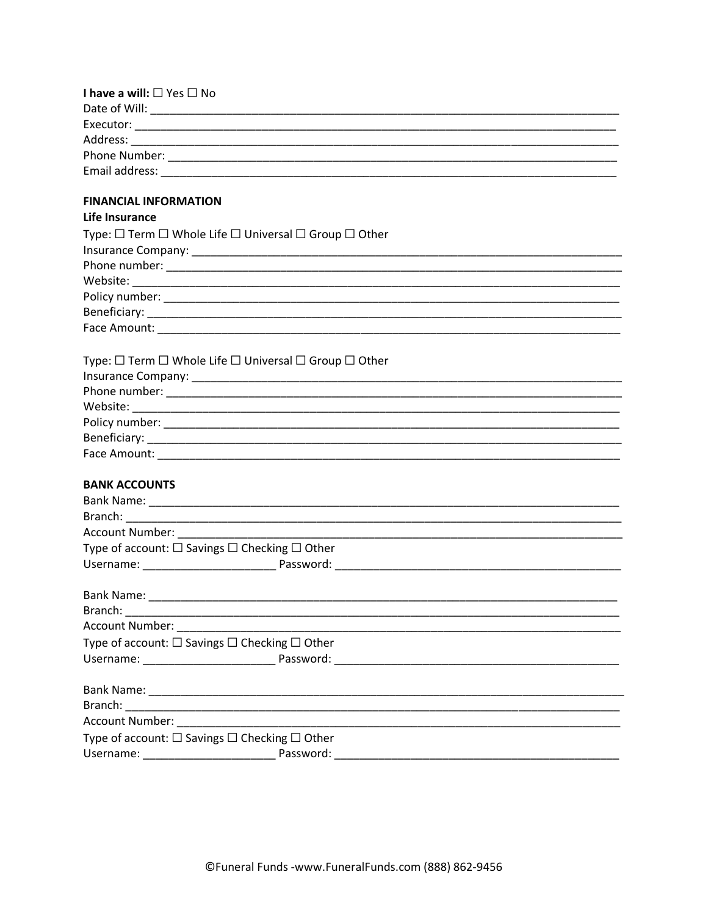**I have a will:** ☐ Yes ☐ No
Date of Will: ___________________________________________________________________________
Executor: _______________________________________________________________________________
Address: ________________________________________________________________________________
Phone Number: ___________________________________________________________________________
Email address: ___________________________________________________________________________

**FINANCIAL INFORMATION**

**Life Insurance**

Type: ☐ Term ☐ Whole Life ☐ Universal ☐ Group ☐ Other
Insurance Company: _______________________________________________________________________
Phone number: ___________________________________________________________________________
Website: ________________________________________________________________________________
Policy number: ___________________________________________________________________________
Beneficiary: ______________________________________________________________________________
Face Amount: _____________________________________________________________________________

Type: ☐ Term ☐ Whole Life ☐ Universal ☐ Group ☐ Other
Insurance Company: _______________________________________________________________________
Phone number: ___________________________________________________________________________
Website: ________________________________________________________________________________
Policy number: ___________________________________________________________________________
Beneficiary: ______________________________________________________________________________
Face Amount: _____________________________________________________________________________

**BANK ACCOUNTS**

Bank Name: ______________________________________________________________________________
Branch: _________________________________________________________________________________
Account Number: __________________________________________________________________________
Type of account: ☐ Savings ☐ Checking ☐ Other
Username: _____________________ Password: _____________________________________________

Bank Name: ______________________________________________________________________________
Branch: _________________________________________________________________________________
Account Number: __________________________________________________________________________
Type of account: ☐ Savings ☐ Checking ☐ Other
Username: _____________________ Password: _____________________________________________

Bank Name: ______________________________________________________________________________
Branch: _________________________________________________________________________________
Account Number: __________________________________________________________________________
Type of account: ☐ Savings ☐ Checking ☐ Other
Username: _____________________ Password: _____________________________________________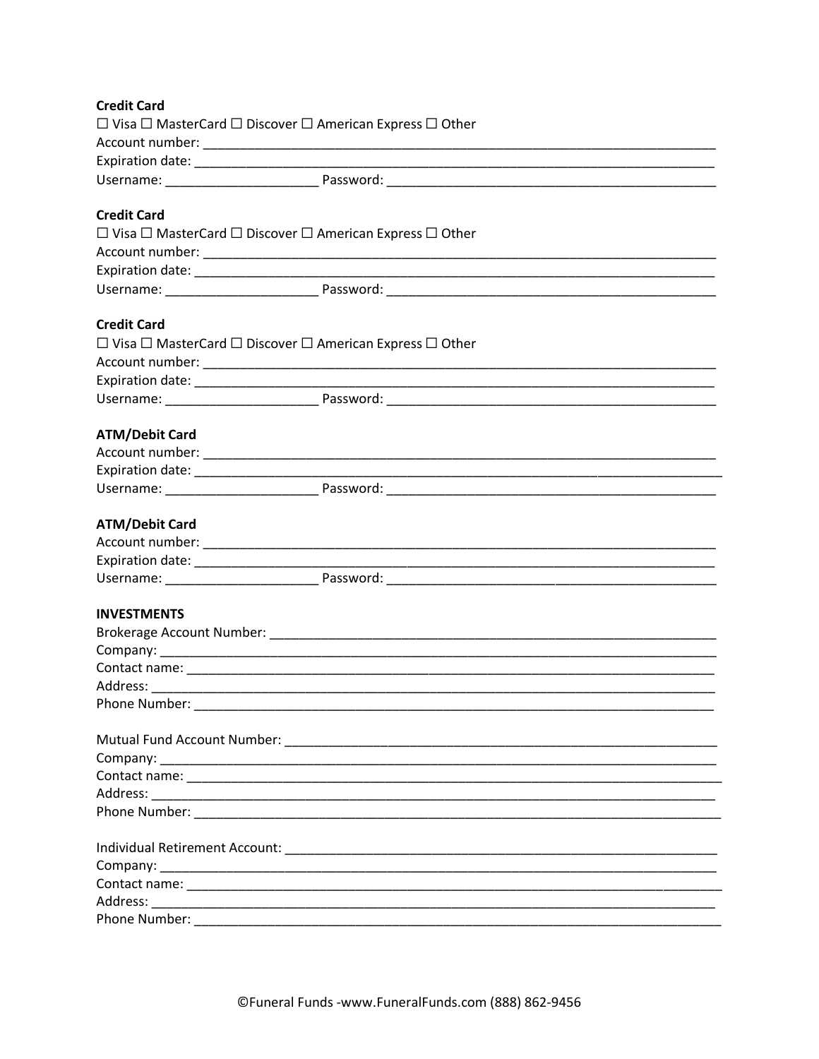**Credit Card**

☐ Visa ☐ MasterCard ☐ Discover ☐ American Express ☐ Other

Account number: ___________________________________________________________________________

Expiration date: ___________________________________________________________________________

Username: _____________________ Password: _____________________________________________

**Credit Card**

☐ Visa ☐ MasterCard ☐ Discover ☐ American Express ☐ Other

Account number: ___________________________________________________________________________

Expiration date: ___________________________________________________________________________

Username: _____________________ Password: _____________________________________________

**Credit Card**

☐ Visa ☐ MasterCard ☐ Discover ☐ American Express ☐ Other

Account number: ___________________________________________________________________________

Expiration date: ___________________________________________________________________________

Username: _____________________ Password: _____________________________________________

**ATM/Debit Card**

Account number: ___________________________________________________________________________

Expiration date: ___________________________________________________________________________

Username: _____________________ Password: _____________________________________________

**ATM/Debit Card**

Account number: ___________________________________________________________________________

Expiration date: ___________________________________________________________________________

Username: _____________________ Password: _____________________________________________

**INVESTMENTS**

Brokerage Account Number: _________________________________________________________________

Company: _________________________________________________________________________________

Contact name: _____________________________________________________________________________

Address: _________________________________________________________________________________

Phone Number: _____________________________________________________________________________

Mutual Fund Account Number: _______________________________________________________________

Company: _________________________________________________________________________________

Contact name: _____________________________________________________________________________

Address: _________________________________________________________________________________

Phone Number: _____________________________________________________________________________

Individual Retirement Account: ______________________________________________________________

Company: _________________________________________________________________________________

Contact name: _____________________________________________________________________________

Address: _________________________________________________________________________________

Phone Number: _____________________________________________________________________________

©Funeral Funds -www.FuneralFunds.com (888) 862-9456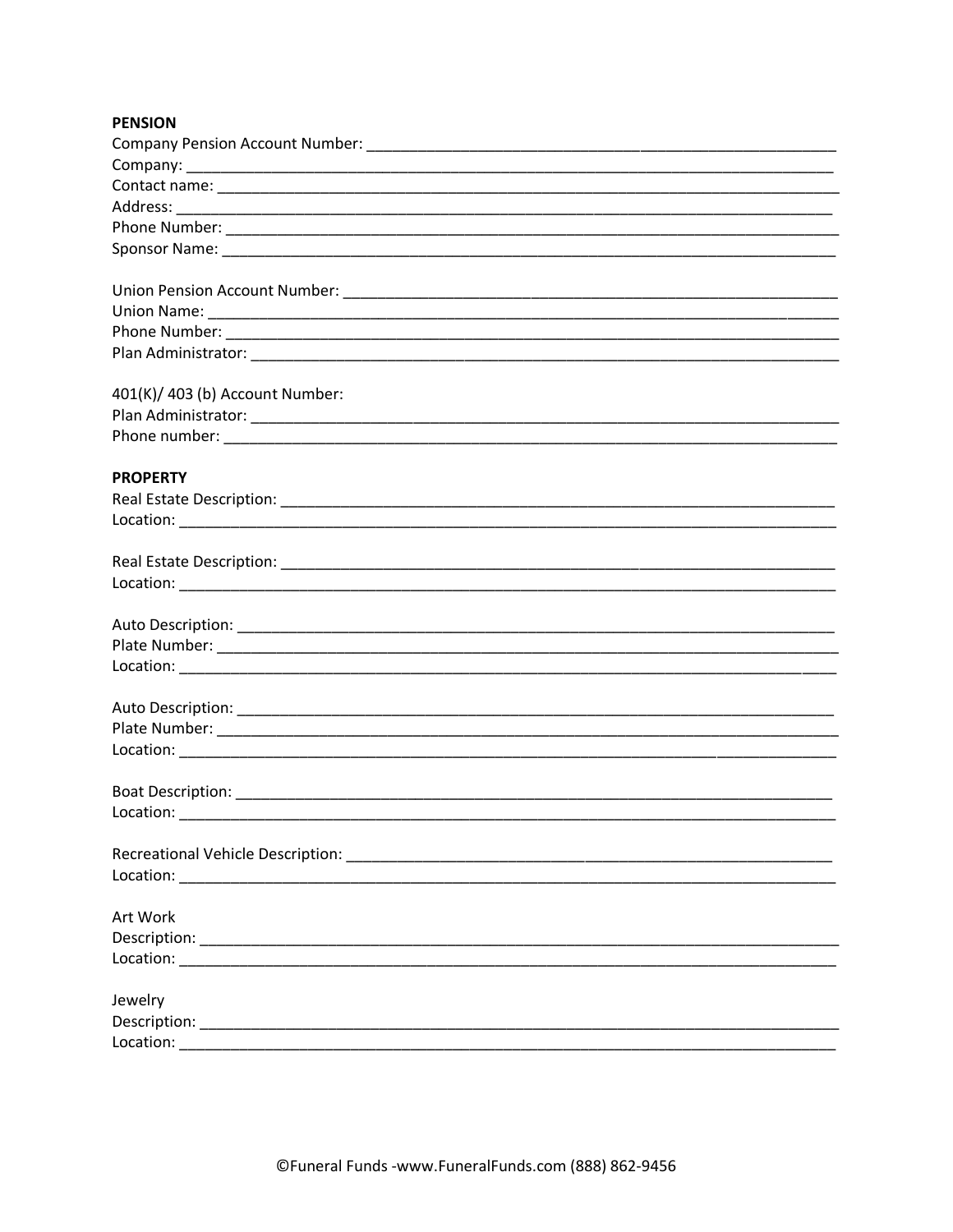**PENSION**

Company Pension Account Number: ___________________________________________________________
Company: ________________________________________________________________________________
Contact name: ____________________________________________________________________________
Address: ________________________________________________________________________________
Phone Number: ___________________________________________________________________________
Sponsor Name: ___________________________________________________________________________

Union Pension Account Number: ______________________________________________________________
Union Name: ______________________________________________________________________________
Phone Number: ___________________________________________________________________________
Plan Administrator: _______________________________________________________________________

401(K)/ 403 (b) Account Number:
Plan Administrator: _______________________________________________________________________
Phone number: ___________________________________________________________________________

**PROPERTY**

Real Estate Description: ___________________________________________________________________
Location: ________________________________________________________________________________

Real Estate Description: ___________________________________________________________________
Location: ________________________________________________________________________________

Auto Description: _________________________________________________________________________
Plate Number: ____________________________________________________________________________
Location: ________________________________________________________________________________

Auto Description: _________________________________________________________________________
Plate Number: ____________________________________________________________________________
Location: ________________________________________________________________________________

Boat Description: _________________________________________________________________________
Location: ________________________________________________________________________________

Recreational Vehicle Description: ____________________________________________________________
Location: ________________________________________________________________________________

Art Work
Description: _____________________________________________________________________________
Location: ________________________________________________________________________________

Jewelry
Description: _____________________________________________________________________________
Location: ________________________________________________________________________________

©Funeral Funds -www.FuneralFunds.com (888) 862-9456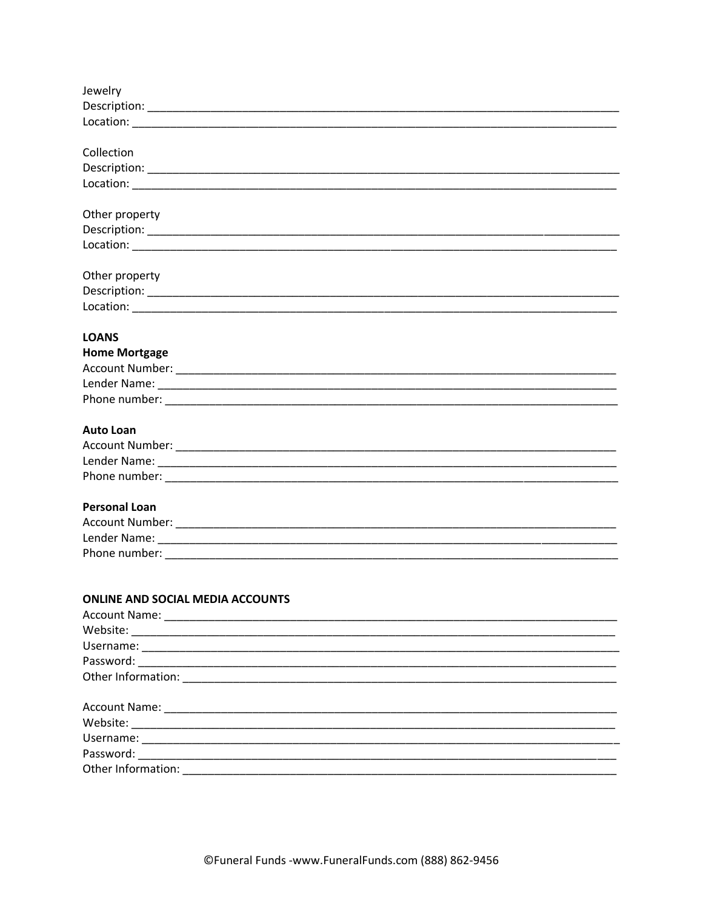Jewelry
Description: ________________________________________________________________________________
Location: __________________________________________________________________________________

Collection
Description: ________________________________________________________________________________
Location: __________________________________________________________________________________

Other property
Description: ________________________________________________________________________________
Location: __________________________________________________________________________________

Other property
Description: ________________________________________________________________________________
Location: __________________________________________________________________________________

**LOANS**

**Home Mortgage**
Account Number: ____________________________________________________________________________
Lender Name: _______________________________________________________________________________
Phone number: ______________________________________________________________________________

**Auto Loan**
Account Number: ____________________________________________________________________________
Lender Name: _______________________________________________________________________________
Phone number: ______________________________________________________________________________

**Personal Loan**
Account Number: ____________________________________________________________________________
Lender Name: _______________________________________________________________________________
Phone number: ______________________________________________________________________________

**ONLINE AND SOCIAL MEDIA ACCOUNTS**

Account Name: ______________________________________________________________________________
Website: ___________________________________________________________________________________
Username: __________________________________________________________________________________
Password: __________________________________________________________________________________
Other Information: __________________________________________________________________________

Account Name: ______________________________________________________________________________
Website: ___________________________________________________________________________________
Username: __________________________________________________________________________________
Password: __________________________________________________________________________________
Other Information: __________________________________________________________________________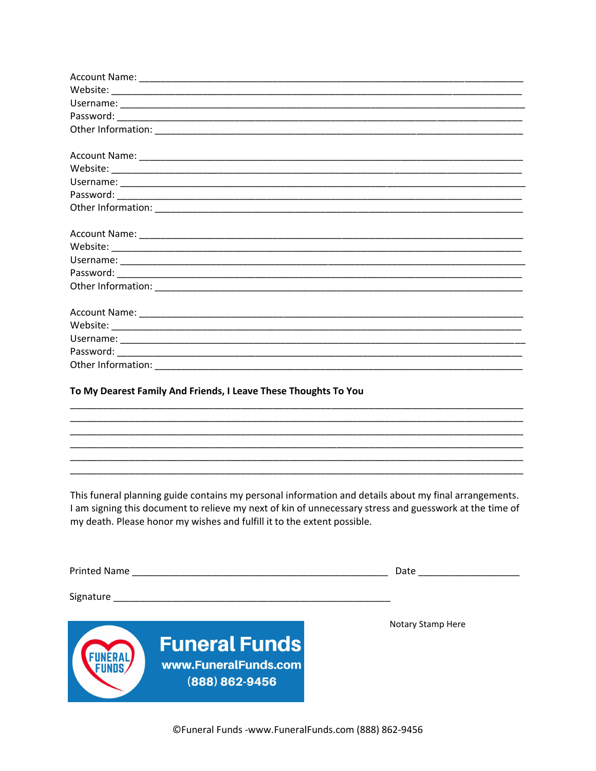Account Name: ___________________________________________________________________________
Website: ______________________________________________________________________________
Username: ____________________________________________________________________________
Password: _____________________________________________________________________________
Other Information: ______________________________________________________________________

Account Name: ___________________________________________________________________________
Website: ______________________________________________________________________________
Username: ____________________________________________________________________________
Password: _____________________________________________________________________________
Other Information: ______________________________________________________________________

Account Name: ___________________________________________________________________________
Website: ______________________________________________________________________________
Username: ____________________________________________________________________________
Password: _____________________________________________________________________________
Other Information: ______________________________________________________________________

Account Name: ___________________________________________________________________________
Website: ______________________________________________________________________________
Username: ____________________________________________________________________________
Password: _____________________________________________________________________________
Other Information: ______________________________________________________________________

**To My Dearest Family And Friends, I Leave These Thoughts To You**

________________________________________________________________________________________
________________________________________________________________________________________
________________________________________________________________________________________
________________________________________________________________________________________
________________________________________________________________________________________
________________________________________________________________________________________

This funeral planning guide contains my personal information and details about my final arrangements. I am signing this document to relieve my next of kin of unnecessary stress and guesswork at the time of my death. Please honor my wishes and fulfill it to the extent possible.

Printed Name _______________________________________________ Date __________________

Signature ___________________________________________________

Notary Stamp Here

Funeral Funds
www.FuneralFunds.com
(888) 862-9456

©Funeral Funds -www.FuneralFunds.com (888) 862-9456